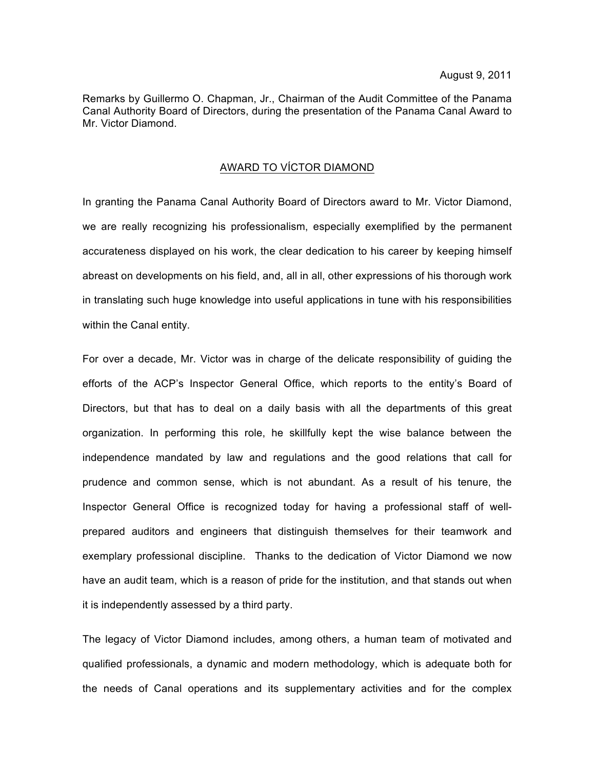August 9, 2011

Remarks by Guillermo O. Chapman, Jr., Chairman of the Audit Committee of the Panama Canal Authority Board of Directors, during the presentation of the Panama Canal Award to Mr. Victor Diamond.

## AWARD TO VÍCTOR DIAMOND

In granting the Panama Canal Authority Board of Directors award to Mr. Victor Diamond, we are really recognizing his professionalism, especially exemplified by the permanent accurateness displayed on his work, the clear dedication to his career by keeping himself abreast on developments on his field, and, all in all, other expressions of his thorough work in translating such huge knowledge into useful applications in tune with his responsibilities within the Canal entity.

For over a decade, Mr. Victor was in charge of the delicate responsibility of guiding the efforts of the ACP's Inspector General Office, which reports to the entity's Board of Directors, but that has to deal on a daily basis with all the departments of this great organization. In performing this role, he skillfully kept the wise balance between the independence mandated by law and regulations and the good relations that call for prudence and common sense, which is not abundant. As a result of his tenure, the Inspector General Office is recognized today for having a professional staff of well-prepared auditors and engineers that distinguish themselves for their teamwork and exemplary professional discipline. Thanks to the dedication of Victor Diamond we now have an audit team, which is a reason of pride for the institution, and that stands out when it is independently assessed by a third party.

The legacy of Victor Diamond includes, among others, a human team of motivated and qualified professionals, a dynamic and modern methodology, which is adequate both for the needs of Canal operations and its supplementary activities and for the complex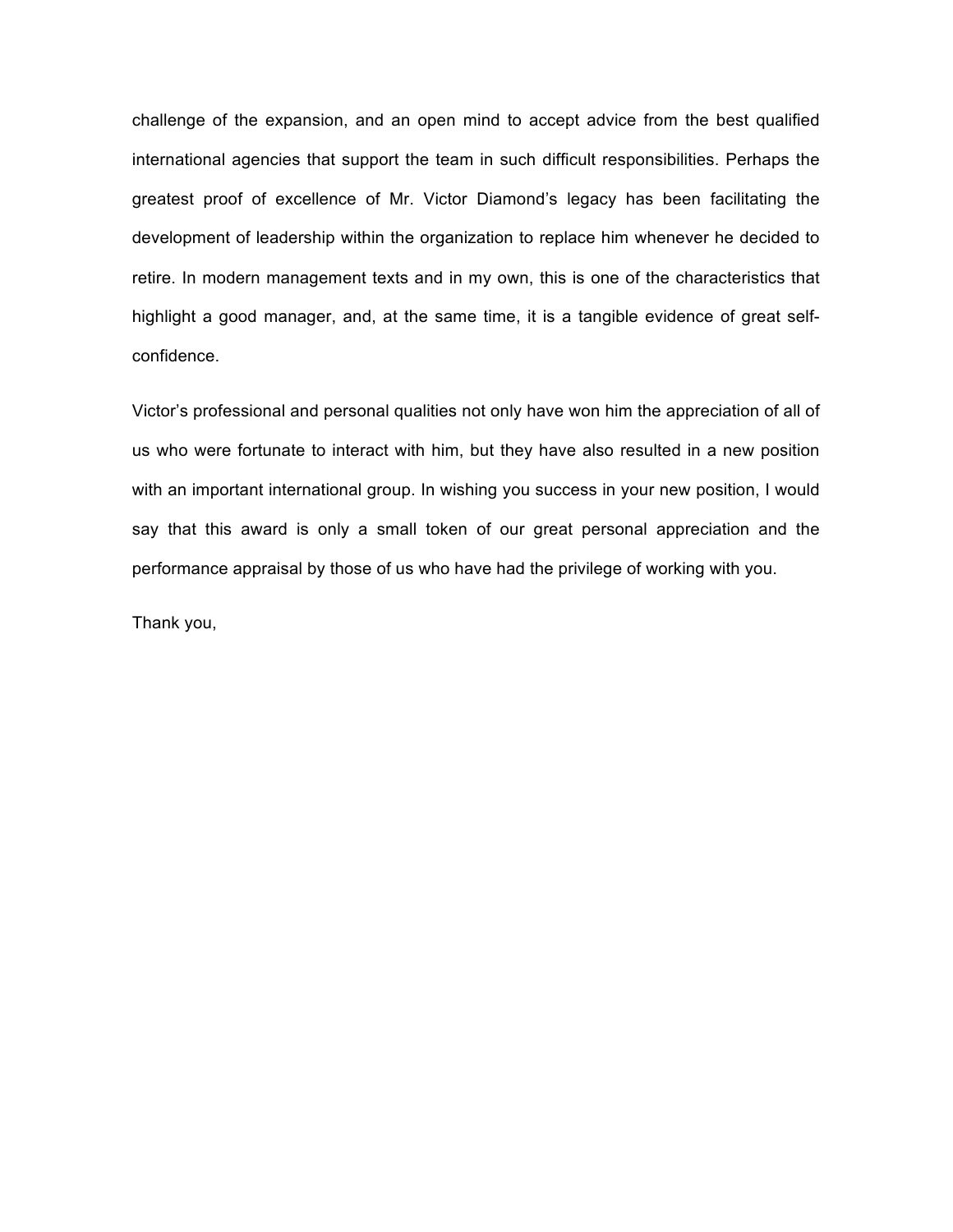challenge of the expansion, and an open mind to accept advice from the best qualified international agencies that support the team in such difficult responsibilities. Perhaps the greatest proof of excellence of Mr. Victor Diamond's legacy has been facilitating the development of leadership within the organization to replace him whenever he decided to retire. In modern management texts and in my own, this is one of the characteristics that highlight a good manager, and, at the same time, it is a tangible evidence of great self-confidence.

Victor's professional and personal qualities not only have won him the appreciation of all of us who were fortunate to interact with him, but they have also resulted in a new position with an important international group. In wishing you success in your new position, I would say that this award is only a small token of our great personal appreciation and the performance appraisal by those of us who have had the privilege of working with you.

Thank you,